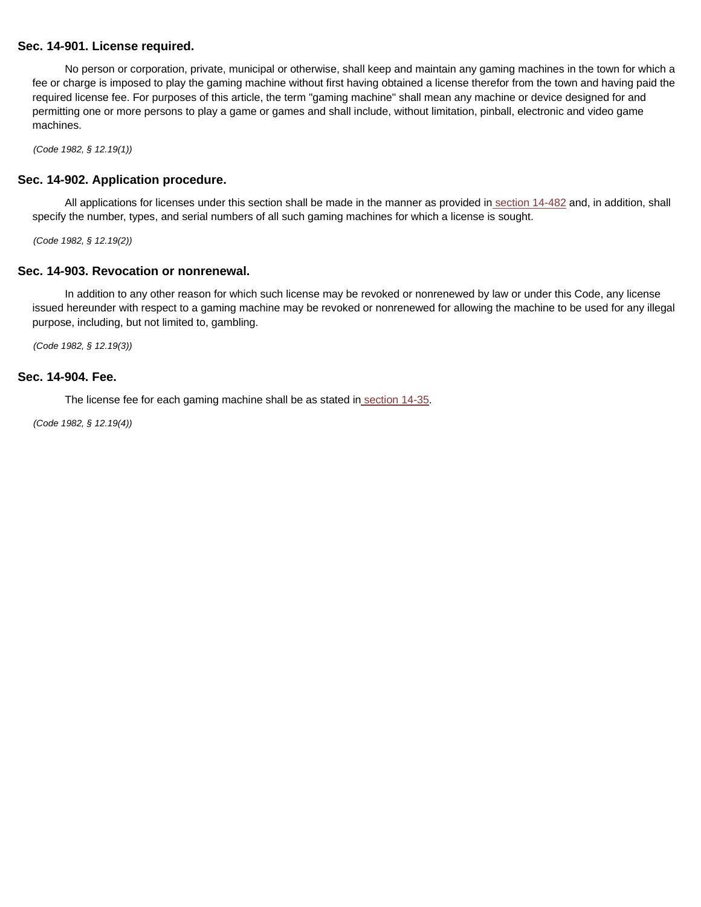### Sec. 14-901. License required.

No person or corporation, private, municipal or otherwise, shall keep and maintain any gaming machines in the town for which a fee or charge is imposed to play the gaming machine without first having obtained a license therefor from the town and having paid the required license fee. For purposes of this article, the term "gaming machine" shall mean any machine or device designed for and permitting one or more persons to play a game or games and shall include, without limitation, pinball, electronic and video game machines.

*(Code 1982, § 12.19(1))*

### Sec. 14-902. Application procedure.

All applications for licenses under this section shall be made in the manner as provided in section 14-482 and, in addition, shall specify the number, types, and serial numbers of all such gaming machines for which a license is sought.

*(Code 1982, § 12.19(2))*

### Sec. 14-903. Revocation or nonrenewal.

In addition to any other reason for which such license may be revoked or nonrenewed by law or under this Code, any license issued hereunder with respect to a gaming machine may be revoked or nonrenewed for allowing the machine to be used for any illegal purpose, including, but not limited to, gambling.

*(Code 1982, § 12.19(3))*

### Sec. 14-904. Fee.

The license fee for each gaming machine shall be as stated in section 14-35.

*(Code 1982, § 12.19(4))*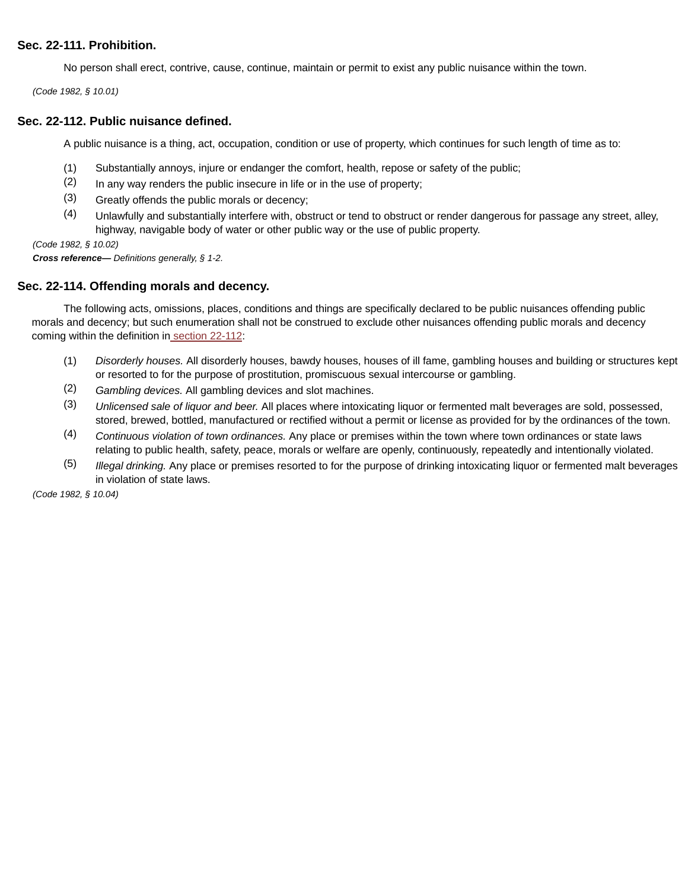## Sec. 22-111. Prohibition.

No person shall erect, contrive, cause, continue, maintain or permit to exist any public nuisance within the town.

*(Code 1982, § 10.01)*

## Sec. 22-112. Public nuisance defined.

A public nuisance is a thing, act, occupation, condition or use of property, which continues for such length of time as to:

(1) Substantially annoys, injure or endanger the comfort, health, repose or safety of the public;

(2) In any way renders the public insecure in life or in the use of property;

(3) Greatly offends the public morals or decency;

(4) Unlawfully and substantially interfere with, obstruct or tend to obstruct or render dangerous for passage any street, alley, highway, navigable body of water or other public way or the use of public property.

*(Code 1982, § 10.02)*

***Cross reference—*** *Definitions generally, § 1-2.*

## Sec. 22-114. Offending morals and decency.

The following acts, omissions, places, conditions and things are specifically declared to be public nuisances offending public morals and decency; but such enumeration shall not be construed to exclude other nuisances offending public morals and decency coming within the definition in section 22-112:

(1) *Disorderly houses.* All disorderly houses, bawdy houses, houses of ill fame, gambling houses and building or structures kept or resorted to for the purpose of prostitution, promiscuous sexual intercourse or gambling.

(2) *Gambling devices.* All gambling devices and slot machines.

(3) *Unlicensed sale of liquor and beer.* All places where intoxicating liquor or fermented malt beverages are sold, possessed, stored, brewed, bottled, manufactured or rectified without a permit or license as provided for by the ordinances of the town.

(4) *Continuous violation of town ordinances.* Any place or premises within the town where town ordinances or state laws relating to public health, safety, peace, morals or welfare are openly, continuously, repeatedly and intentionally violated.

(5) *Illegal drinking.* Any place or premises resorted to for the purpose of drinking intoxicating liquor or fermented malt beverages in violation of state laws.

*(Code 1982, § 10.04)*